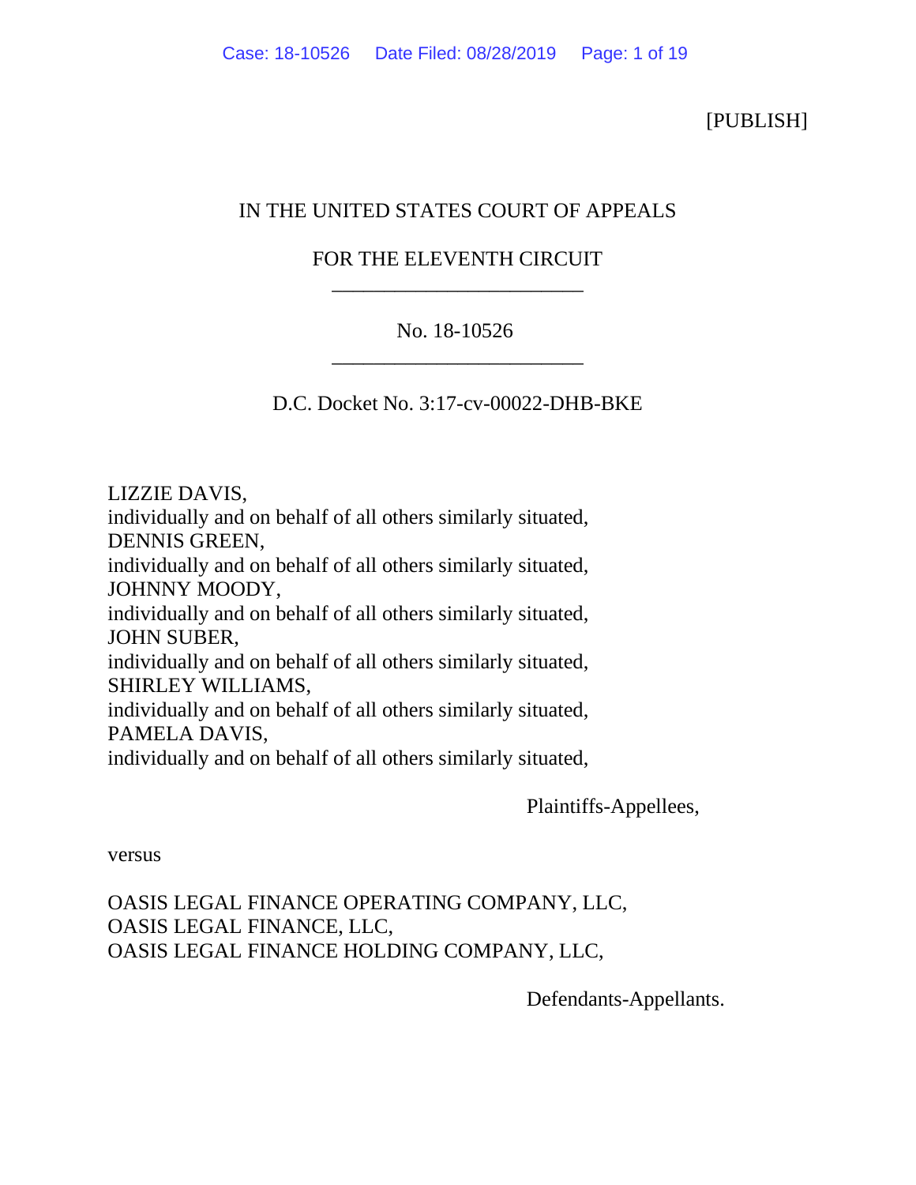[PUBLISH]

IN THE UNITED STATES COURT OF APPEALS

FOR THE ELEVENTH CIRCUIT

\_\_\_\_\_\_\_\_\_\_\_\_\_\_\_\_\_\_\_\_\_\_\_\_

No. 18-10526

\_\_\_\_\_\_\_\_\_\_\_\_\_\_\_\_\_\_\_\_\_\_\_\_

D.C. Docket No. 3:17-cv-00022-DHB-BKE

LIZZIE DAVIS,
individually and on behalf of all others similarly situated,
DENNIS GREEN,
individually and on behalf of all others similarly situated,
JOHNNY MOODY,
individually and on behalf of all others similarly situated,
JOHN SUBER,
individually and on behalf of all others similarly situated,
SHIRLEY WILLIAMS,
individually and on behalf of all others similarly situated,
PAMELA DAVIS,
individually and on behalf of all others similarly situated,

Plaintiffs-Appellees,

versus

OASIS LEGAL FINANCE OPERATING COMPANY, LLC,
OASIS LEGAL FINANCE, LLC,
OASIS LEGAL FINANCE HOLDING COMPANY, LLC,

Defendants-Appellants.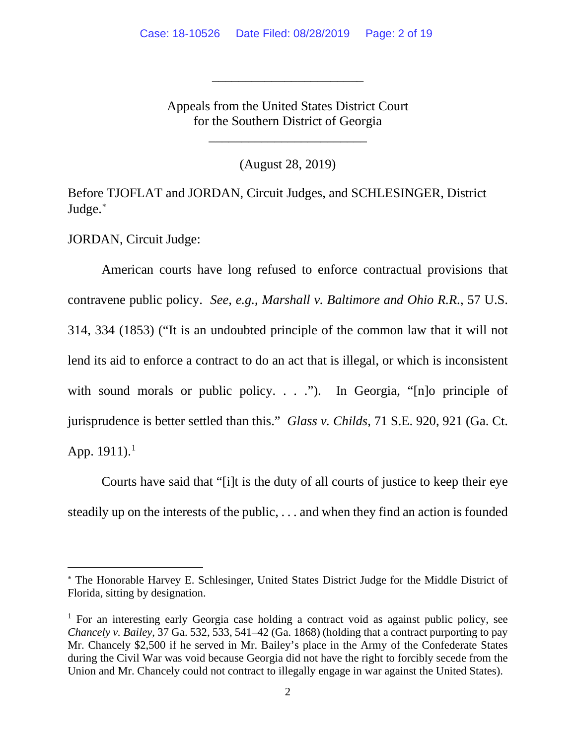Appeals from the United States District Court for the Southern District of Georgia

(August 28, 2019)

Before TJOFLAT and JORDAN, Circuit Judges, and SCHLESINGER, District Judge.*

JORDAN, Circuit Judge:

American courts have long refused to enforce contractual provisions that contravene public policy. *See, e.g.*, *Marshall v. Baltimore and Ohio R.R.*, 57 U.S. 314, 334 (1853) ("It is an undoubted principle of the common law that it will not lend its aid to enforce a contract to do an act that is illegal, or which is inconsistent with sound morals or public policy. . . ."). In Georgia, "[n]o principle of jurisprudence is better settled than this." *Glass v. Childs*, 71 S.E. 920, 921 (Ga. Ct. App. 1911).[1]

Courts have said that "[i]t is the duty of all courts of justice to keep their eye steadily up on the interests of the public, . . . and when they find an action is founded

---

* The Honorable Harvey E. Schlesinger, United States District Judge for the Middle District of Florida, sitting by designation.

[1] For an interesting early Georgia case holding a contract void as against public policy, see *Chancely v. Bailey*, 37 Ga. 532, 533, 541–42 (Ga. 1868) (holding that a contract purporting to pay Mr. Chancely $2,500 if he served in Mr. Bailey's place in the Army of the Confederate States during the Civil War was void because Georgia did not have the right to forcibly secede from the Union and Mr. Chancely could not contract to illegally engage in war against the United States).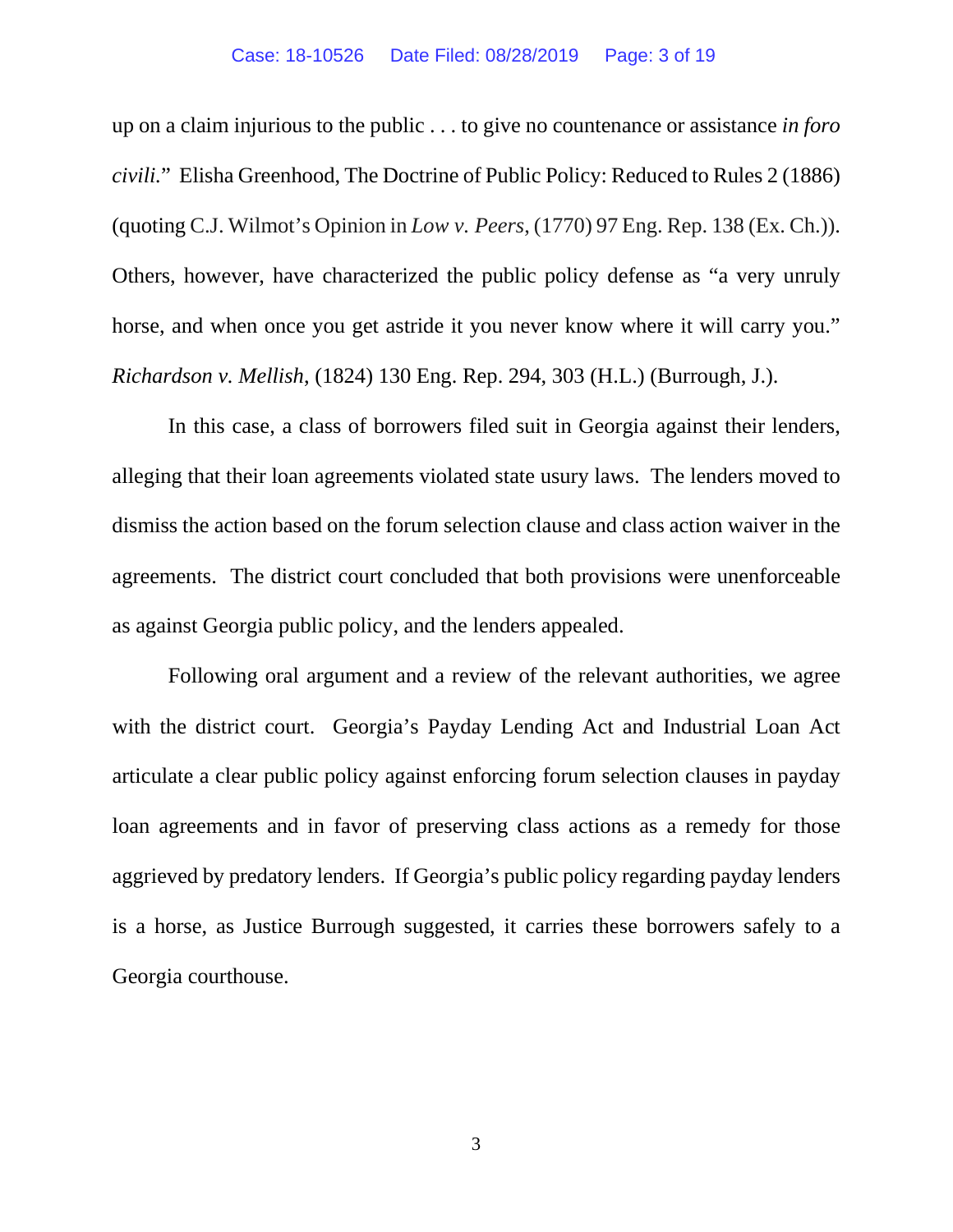up on a claim injurious to the public . . . to give no countenance or assistance *in foro civili*." Elisha Greenhood, The Doctrine of Public Policy: Reduced to Rules 2 (1886) (quoting C.J. Wilmot's Opinion in *Low v. Peers*, (1770) 97 Eng. Rep. 138 (Ex. Ch.)). Others, however, have characterized the public policy defense as "a very unruly horse, and when once you get astride it you never know where it will carry you." *Richardson v. Mellish*, (1824) 130 Eng. Rep. 294, 303 (H.L.) (Burrough, J.).

In this case, a class of borrowers filed suit in Georgia against their lenders, alleging that their loan agreements violated state usury laws. The lenders moved to dismiss the action based on the forum selection clause and class action waiver in the agreements. The district court concluded that both provisions were unenforceable as against Georgia public policy, and the lenders appealed.

Following oral argument and a review of the relevant authorities, we agree with the district court. Georgia's Payday Lending Act and Industrial Loan Act articulate a clear public policy against enforcing forum selection clauses in payday loan agreements and in favor of preserving class actions as a remedy for those aggrieved by predatory lenders. If Georgia's public policy regarding payday lenders is a horse, as Justice Burrough suggested, it carries these borrowers safely to a Georgia courthouse.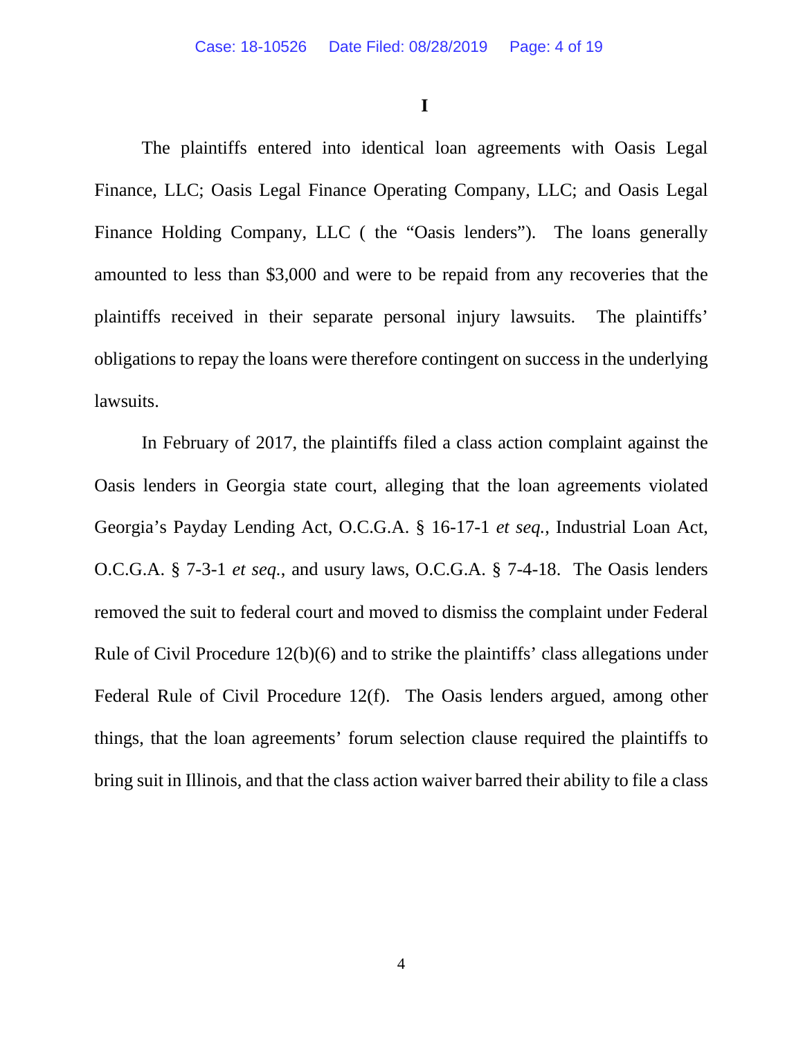# I

The plaintiffs entered into identical loan agreements with Oasis Legal Finance, LLC; Oasis Legal Finance Operating Company, LLC; and Oasis Legal Finance Holding Company, LLC ( the "Oasis lenders"). The loans generally amounted to less than $3,000 and were to be repaid from any recoveries that the plaintiffs received in their separate personal injury lawsuits. The plaintiffs' obligations to repay the loans were therefore contingent on success in the underlying lawsuits.

In February of 2017, the plaintiffs filed a class action complaint against the Oasis lenders in Georgia state court, alleging that the loan agreements violated Georgia's Payday Lending Act, O.C.G.A. § 16-17-1 *et seq.*, Industrial Loan Act, O.C.G.A. § 7-3-1 *et seq.*, and usury laws, O.C.G.A. § 7-4-18. The Oasis lenders removed the suit to federal court and moved to dismiss the complaint under Federal Rule of Civil Procedure 12(b)(6) and to strike the plaintiffs' class allegations under Federal Rule of Civil Procedure 12(f). The Oasis lenders argued, among other things, that the loan agreements' forum selection clause required the plaintiffs to bring suit in Illinois, and that the class action waiver barred their ability to file a class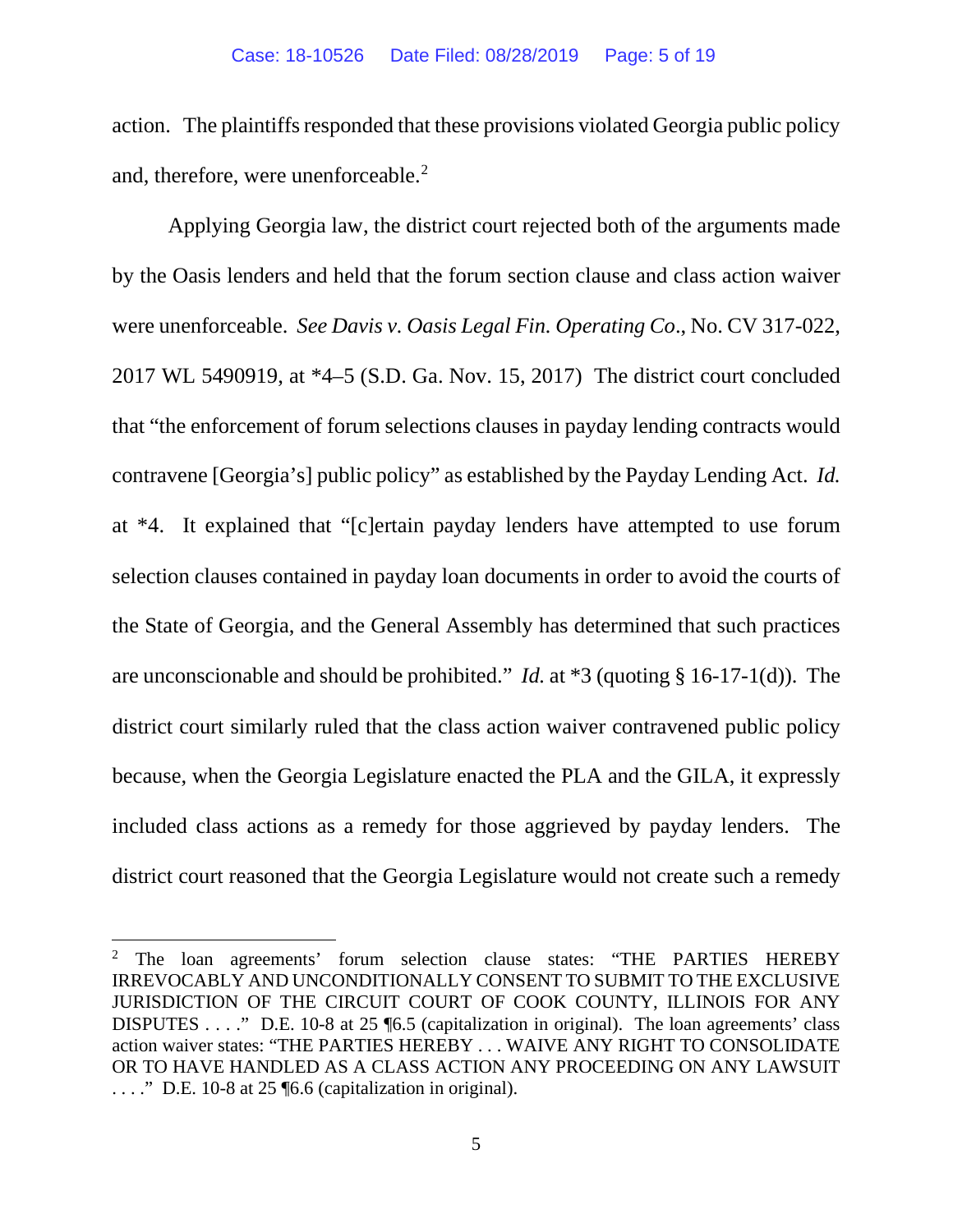action. The plaintiffs responded that these provisions violated Georgia public policy and, therefore, were unenforceable.[2]

Applying Georgia law, the district court rejected both of the arguments made by the Oasis lenders and held that the forum section clause and class action waiver were unenforceable. *See Davis v. Oasis Legal Fin. Operating Co*., No. CV 317-022, 2017 WL 5490919, at *4–5 (S.D. Ga. Nov. 15, 2017) The district court concluded that "the enforcement of forum selections clauses in payday lending contracts would contravene [Georgia's] public policy" as established by the Payday Lending Act. *Id.* at *4. It explained that "[c]ertain payday lenders have attempted to use forum selection clauses contained in payday loan documents in order to avoid the courts of the State of Georgia, and the General Assembly has determined that such practices are unconscionable and should be prohibited." *Id.* at *3 (quoting § 16-17-1(d)). The district court similarly ruled that the class action waiver contravened public policy because, when the Georgia Legislature enacted the PLA and the GILA, it expressly included class actions as a remedy for those aggrieved by payday lenders. The district court reasoned that the Georgia Legislature would not create such a remedy

---

[2] The loan agreements' forum selection clause states: "THE PARTIES HEREBY IRREVOCABLY AND UNCONDITIONALLY CONSENT TO SUBMIT TO THE EXCLUSIVE JURISDICTION OF THE CIRCUIT COURT OF COOK COUNTY, ILLINOIS FOR ANY DISPUTES . . . ." D.E. 10-8 at 25 ¶6.5 (capitalization in original). The loan agreements' class action waiver states: "THE PARTIES HEREBY . . . WAIVE ANY RIGHT TO CONSOLIDATE OR TO HAVE HANDLED AS A CLASS ACTION ANY PROCEEDING ON ANY LAWSUIT . . . ." D.E. 10-8 at 25 ¶6.6 (capitalization in original).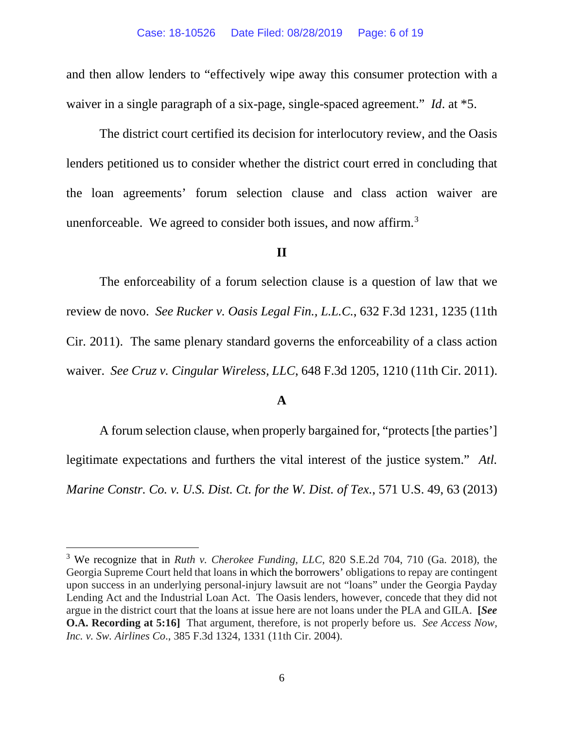and then allow lenders to "effectively wipe away this consumer protection with a waiver in a single paragraph of a six-page, single-spaced agreement." *Id*. at *5.

The district court certified its decision for interlocutory review, and the Oasis lenders petitioned us to consider whether the district court erred in concluding that the loan agreements' forum selection clause and class action waiver are unenforceable. We agreed to consider both issues, and now affirm.[3]

## II

The enforceability of a forum selection clause is a question of law that we review de novo. *See Rucker v. Oasis Legal Fin., L.L.C.*, 632 F.3d 1231, 1235 (11th Cir. 2011). The same plenary standard governs the enforceability of a class action waiver. *See Cruz v. Cingular Wireless, LLC*, 648 F.3d 1205, 1210 (11th Cir. 2011).

### A

A forum selection clause, when properly bargained for, "protects [the parties'] legitimate expectations and furthers the vital interest of the justice system." *Atl. Marine Constr. Co. v. U.S. Dist. Ct. for the W. Dist. of Tex.*, 571 U.S. 49, 63 (2013)

---

[3] We recognize that in *Ruth v. Cherokee Funding, LLC*, 820 S.E.2d 704, 710 (Ga. 2018), the Georgia Supreme Court held that loans in which the borrowers' obligations to repay are contingent upon success in an underlying personal-injury lawsuit are not "loans" under the Georgia Payday Lending Act and the Industrial Loan Act. The Oasis lenders, however, concede that they did not argue in the district court that the loans at issue here are not loans under the PLA and GILA. **[*See* O.A. Recording at 5:16]** That argument, therefore, is not properly before us. *See Access Now, Inc. v. Sw. Airlines Co*., 385 F.3d 1324, 1331 (11th Cir. 2004).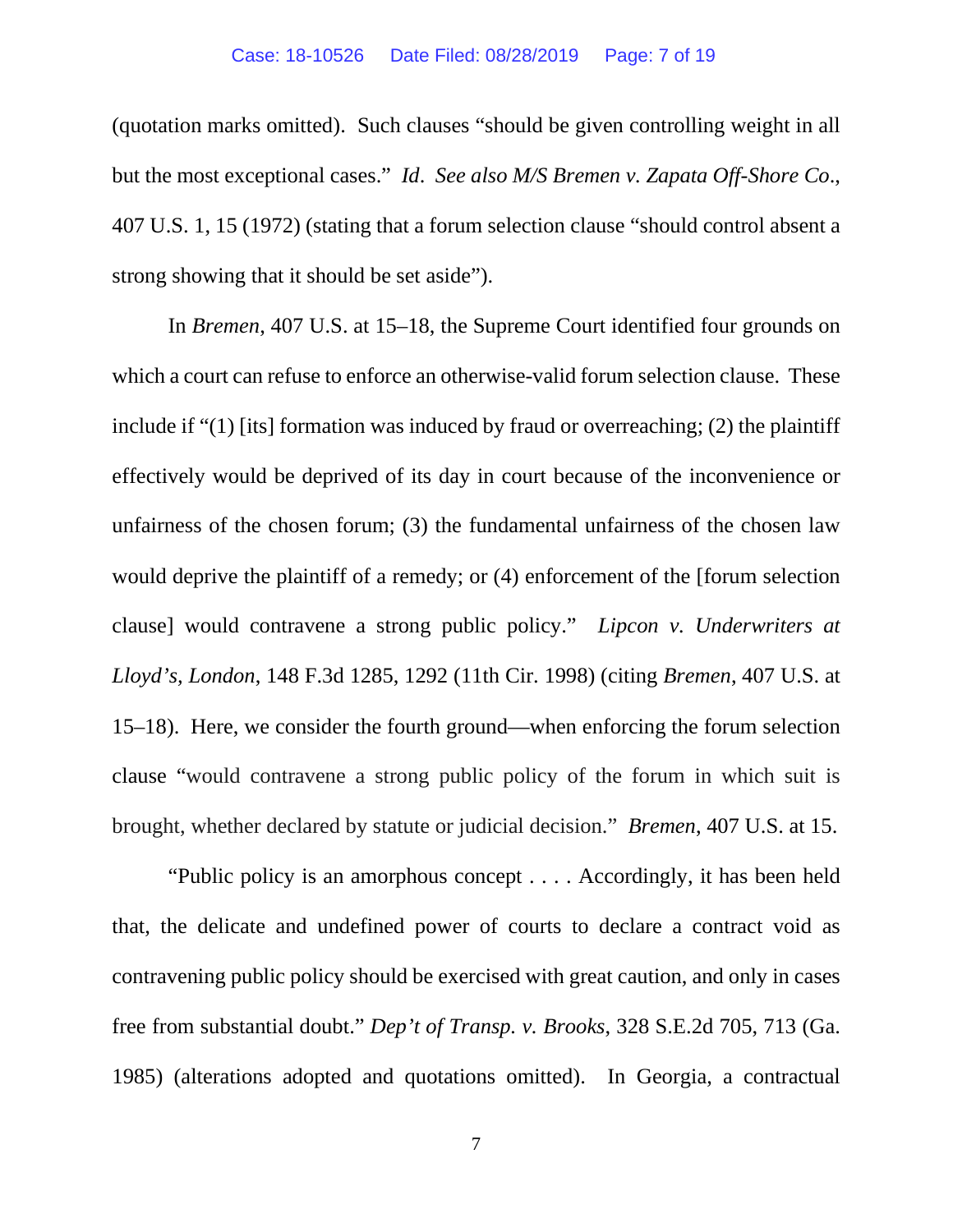(quotation marks omitted). Such clauses "should be given controlling weight in all but the most exceptional cases." *Id*. *See also M/S Bremen v. Zapata Off-Shore Co*., 407 U.S. 1, 15 (1972) (stating that a forum selection clause "should control absent a strong showing that it should be set aside").

In *Bremen*, 407 U.S. at 15–18, the Supreme Court identified four grounds on which a court can refuse to enforce an otherwise-valid forum selection clause. These include if "(1) [its] formation was induced by fraud or overreaching; (2) the plaintiff effectively would be deprived of its day in court because of the inconvenience or unfairness of the chosen forum; (3) the fundamental unfairness of the chosen law would deprive the plaintiff of a remedy; or (4) enforcement of the [forum selection clause] would contravene a strong public policy." *Lipcon v. Underwriters at Lloyd's, London*, 148 F.3d 1285, 1292 (11th Cir. 1998) (citing *Bremen*, 407 U.S. at 15–18). Here, we consider the fourth ground—when enforcing the forum selection clause "would contravene a strong public policy of the forum in which suit is brought, whether declared by statute or judicial decision." *Bremen*, 407 U.S. at 15.

"Public policy is an amorphous concept . . . . Accordingly, it has been held that, the delicate and undefined power of courts to declare a contract void as contravening public policy should be exercised with great caution, and only in cases free from substantial doubt." *Dep't of Transp. v. Brooks*, 328 S.E.2d 705, 713 (Ga. 1985) (alterations adopted and quotations omitted). In Georgia, a contractual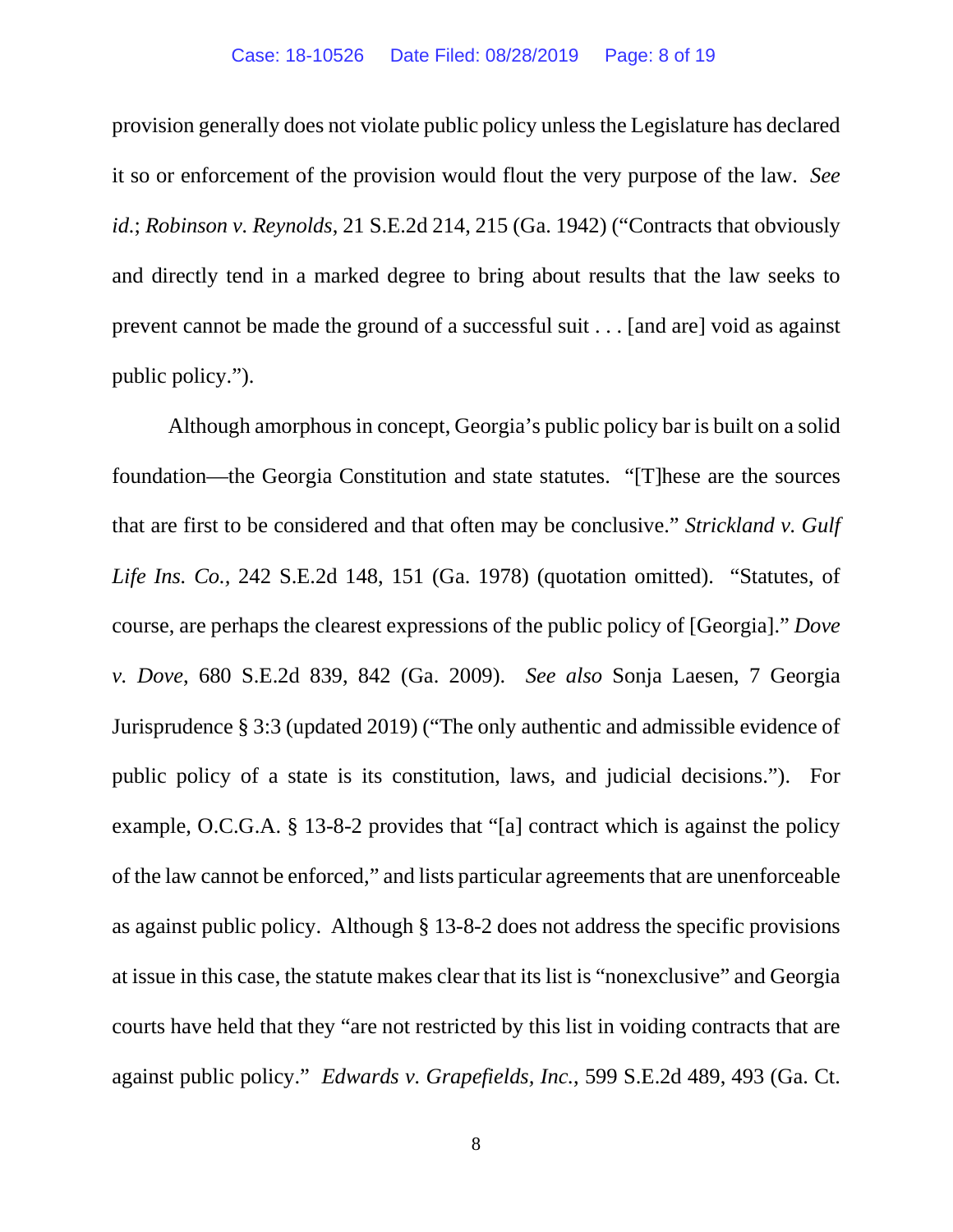provision generally does not violate public policy unless the Legislature has declared it so or enforcement of the provision would flout the very purpose of the law. *See id.*; *Robinson v. Reynolds*, 21 S.E.2d 214, 215 (Ga. 1942) ("Contracts that obviously and directly tend in a marked degree to bring about results that the law seeks to prevent cannot be made the ground of a successful suit . . . [and are] void as against public policy.").

Although amorphous in concept, Georgia's public policy bar is built on a solid foundation—the Georgia Constitution and state statutes. "[T]hese are the sources that are first to be considered and that often may be conclusive." *Strickland v. Gulf Life Ins. Co.*, 242 S.E.2d 148, 151 (Ga. 1978) (quotation omitted). "Statutes, of course, are perhaps the clearest expressions of the public policy of [Georgia]." *Dove v. Dove*, 680 S.E.2d 839, 842 (Ga. 2009). *See also* Sonja Laesen, 7 Georgia Jurisprudence § 3:3 (updated 2019) ("The only authentic and admissible evidence of public policy of a state is its constitution, laws, and judicial decisions."). For example, O.C.G.A. § 13-8-2 provides that "[a] contract which is against the policy of the law cannot be enforced," and lists particular agreements that are unenforceable as against public policy. Although § 13-8-2 does not address the specific provisions at issue in this case, the statute makes clear that its list is "nonexclusive" and Georgia courts have held that they "are not restricted by this list in voiding contracts that are against public policy." *Edwards v. Grapefields, Inc.*, 599 S.E.2d 489, 493 (Ga. Ct.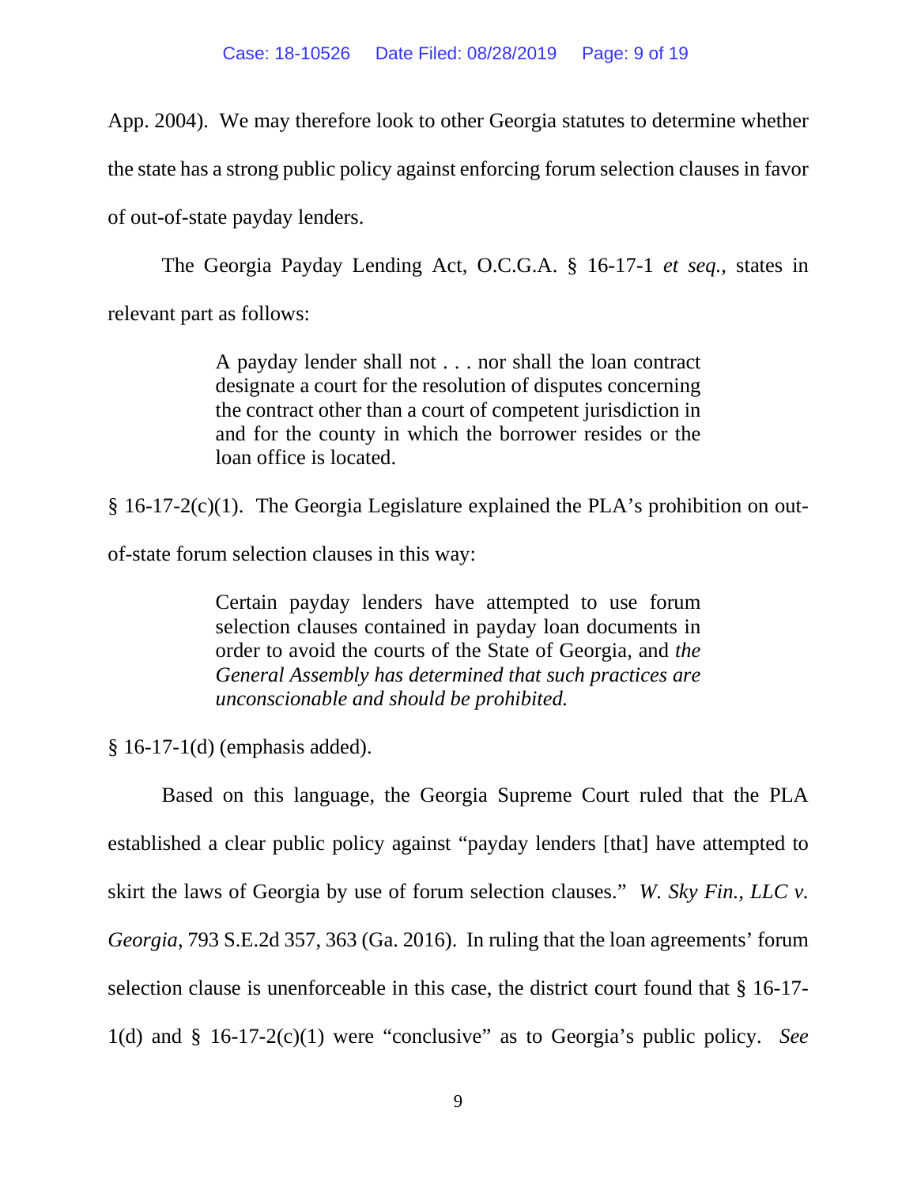App. 2004). We may therefore look to other Georgia statutes to determine whether the state has a strong public policy against enforcing forum selection clauses in favor of out-of-state payday lenders.

The Georgia Payday Lending Act, O.C.G.A. § 16-17-1 *et seq.*, states in relevant part as follows:

> A payday lender shall not . . . nor shall the loan contract designate a court for the resolution of disputes concerning the contract other than a court of competent jurisdiction in and for the county in which the borrower resides or the loan office is located.

§ 16-17-2(c)(1). The Georgia Legislature explained the PLA's prohibition on out-of-state forum selection clauses in this way:

> Certain payday lenders have attempted to use forum selection clauses contained in payday loan documents in order to avoid the courts of the State of Georgia, and *the General Assembly has determined that such practices are unconscionable and should be prohibited.*

§ 16-17-1(d) (emphasis added).

Based on this language, the Georgia Supreme Court ruled that the PLA established a clear public policy against "payday lenders [that] have attempted to skirt the laws of Georgia by use of forum selection clauses." *W. Sky Fin., LLC v. Georgia*, 793 S.E.2d 357, 363 (Ga. 2016). In ruling that the loan agreements' forum selection clause is unenforceable in this case, the district court found that § 16-17-1(d) and § 16-17-2(c)(1) were "conclusive" as to Georgia's public policy. *See*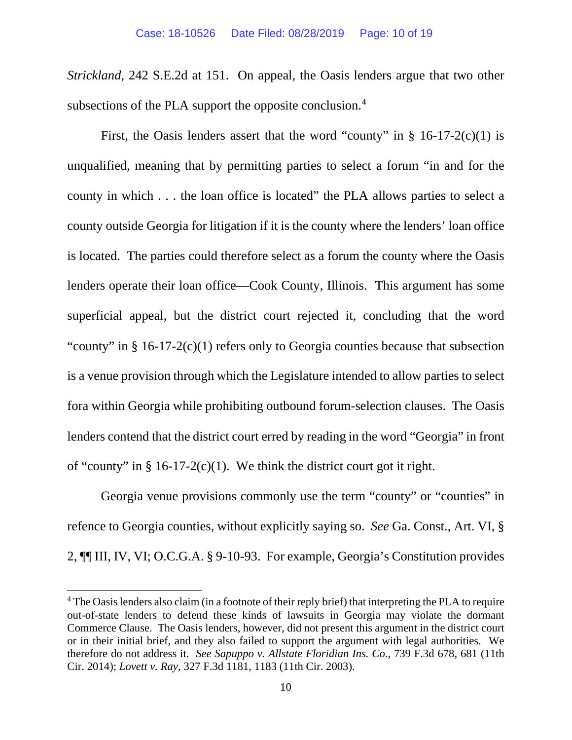*Strickland*, 242 S.E.2d at 151. On appeal, the Oasis lenders argue that two other subsections of the PLA support the opposite conclusion.[4]

First, the Oasis lenders assert that the word "county" in § 16-17-2(c)(1) is unqualified, meaning that by permitting parties to select a forum "in and for the county in which . . . the loan office is located" the PLA allows parties to select a county outside Georgia for litigation if it is the county where the lenders' loan office is located. The parties could therefore select as a forum the county where the Oasis lenders operate their loan office—Cook County, Illinois. This argument has some superficial appeal, but the district court rejected it, concluding that the word "county" in § 16-17-2(c)(1) refers only to Georgia counties because that subsection is a venue provision through which the Legislature intended to allow parties to select fora within Georgia while prohibiting outbound forum-selection clauses. The Oasis lenders contend that the district court erred by reading in the word "Georgia" in front of "county" in § 16-17-2(c)(1). We think the district court got it right.

Georgia venue provisions commonly use the term "county" or "counties" in refence to Georgia counties, without explicitly saying so. *See* Ga. Const., Art. VI, § 2, ¶¶ III, IV, VI; O.C.G.A. § 9-10-93. For example, Georgia's Constitution provides

---

[4] The Oasis lenders also claim (in a footnote of their reply brief) that interpreting the PLA to require out-of-state lenders to defend these kinds of lawsuits in Georgia may violate the dormant Commerce Clause. The Oasis lenders, however, did not present this argument in the district court or in their initial brief, and they also failed to support the argument with legal authorities. We therefore do not address it. *See Sapuppo v. Allstate Floridian Ins. Co.*, 739 F.3d 678, 681 (11th Cir. 2014); *Lovett v. Ray*, 327 F.3d 1181, 1183 (11th Cir. 2003).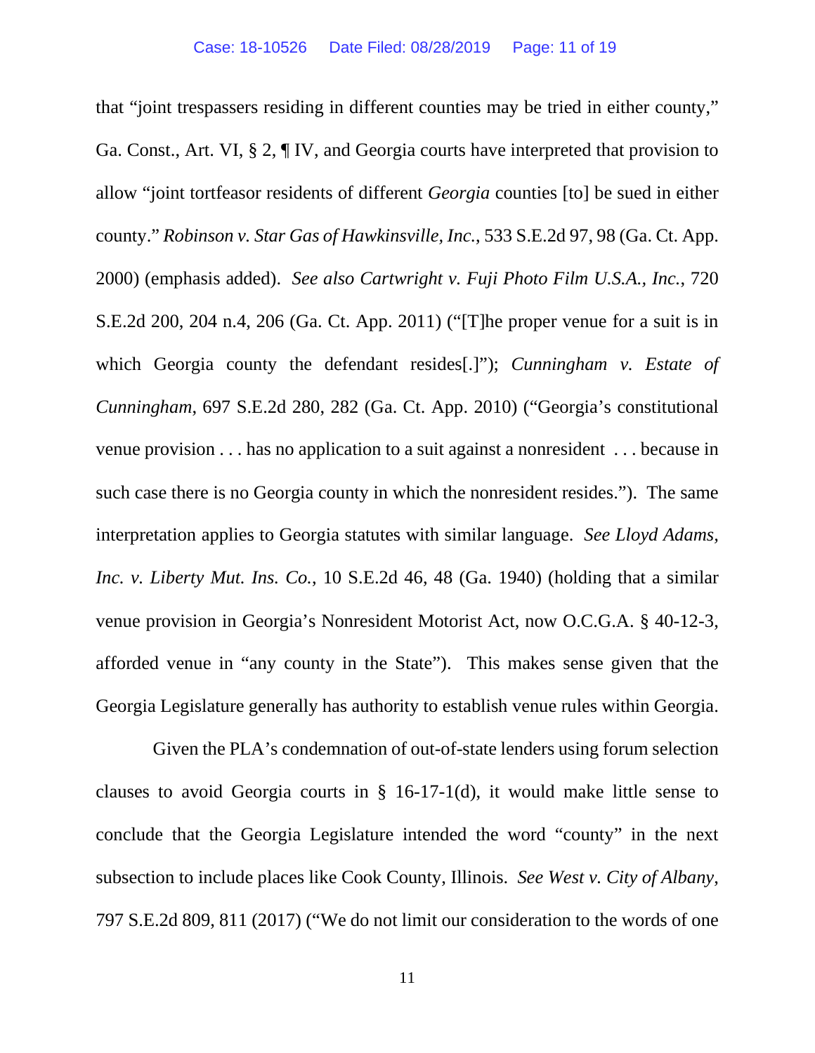that "joint trespassers residing in different counties may be tried in either county," Ga. Const., Art. VI, § 2, ¶ IV, and Georgia courts have interpreted that provision to allow "joint tortfeasor residents of different *Georgia* counties [to] be sued in either county." *Robinson v. Star Gas of Hawkinsville, Inc.*, 533 S.E.2d 97, 98 (Ga. Ct. App. 2000) (emphasis added). *See also Cartwright v. Fuji Photo Film U.S.A., Inc.*, 720 S.E.2d 200, 204 n.4, 206 (Ga. Ct. App. 2011) ("[T]he proper venue for a suit is in which Georgia county the defendant resides[.]"); *Cunningham v. Estate of Cunningham*, 697 S.E.2d 280, 282 (Ga. Ct. App. 2010) ("Georgia's constitutional venue provision . . . has no application to a suit against a nonresident . . . because in such case there is no Georgia county in which the nonresident resides."). The same interpretation applies to Georgia statutes with similar language. *See Lloyd Adams, Inc. v. Liberty Mut. Ins. Co.*, 10 S.E.2d 46, 48 (Ga. 1940) (holding that a similar venue provision in Georgia's Nonresident Motorist Act, now O.C.G.A. § 40-12-3, afforded venue in "any county in the State"). This makes sense given that the Georgia Legislature generally has authority to establish venue rules within Georgia.

Given the PLA's condemnation of out-of-state lenders using forum selection clauses to avoid Georgia courts in § 16-17-1(d), it would make little sense to conclude that the Georgia Legislature intended the word "county" in the next subsection to include places like Cook County, Illinois. *See West v. City of Albany*, 797 S.E.2d 809, 811 (2017) ("We do not limit our consideration to the words of one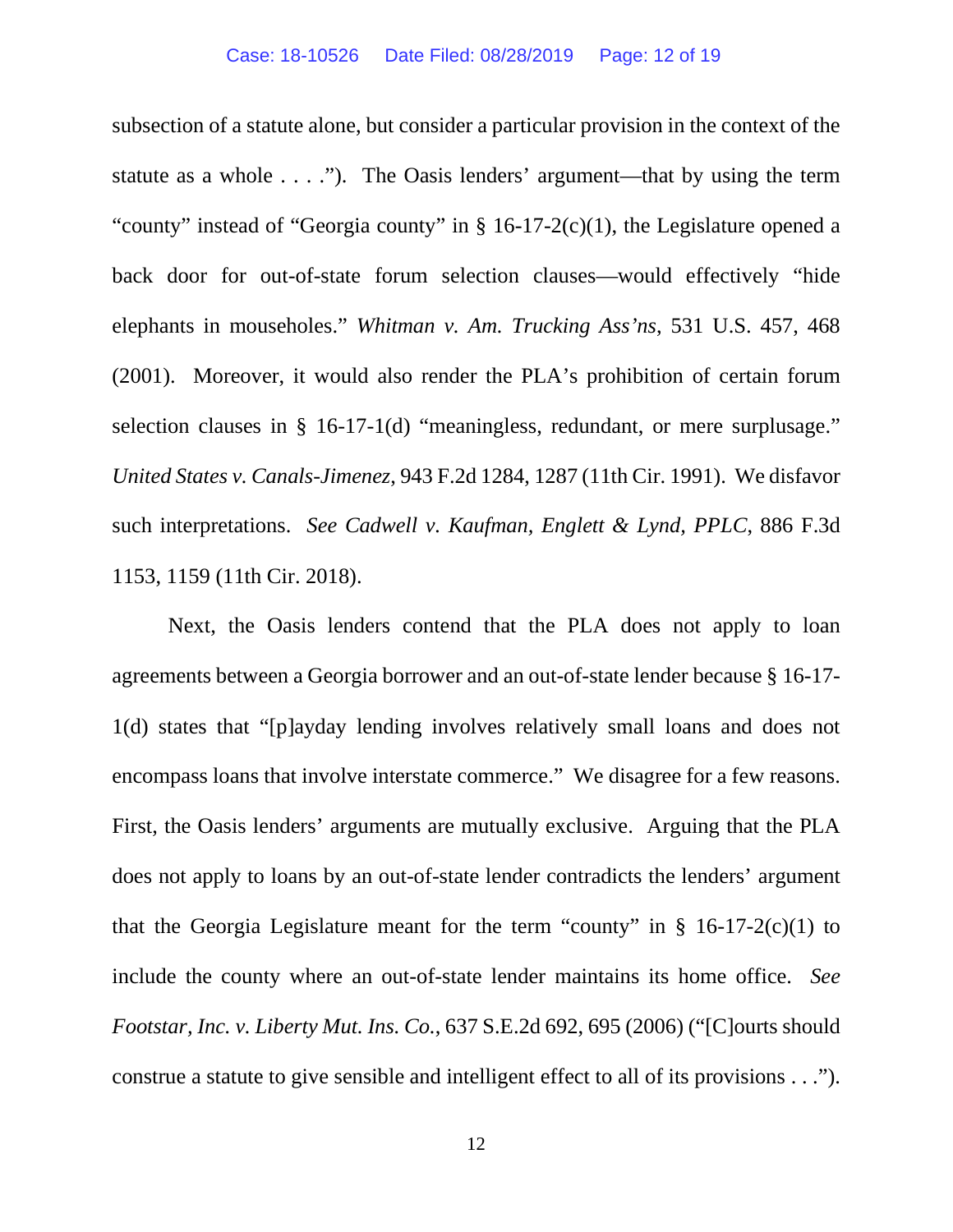subsection of a statute alone, but consider a particular provision in the context of the statute as a whole . . . ."). The Oasis lenders' argument—that by using the term "county" instead of "Georgia county" in § 16-17-2(c)(1), the Legislature opened a back door for out-of-state forum selection clauses—would effectively "hide elephants in mouseholes." *Whitman v. Am. Trucking Ass'ns*, 531 U.S. 457, 468 (2001). Moreover, it would also render the PLA's prohibition of certain forum selection clauses in § 16-17-1(d) "meaningless, redundant, or mere surplusage." *United States v. Canals-Jimenez*, 943 F.2d 1284, 1287 (11th Cir. 1991). We disfavor such interpretations. *See Cadwell v. Kaufman, Englett & Lynd, PPLC*, 886 F.3d 1153, 1159 (11th Cir. 2018).

Next, the Oasis lenders contend that the PLA does not apply to loan agreements between a Georgia borrower and an out-of-state lender because § 16-17-1(d) states that "[p]ayday lending involves relatively small loans and does not encompass loans that involve interstate commerce." We disagree for a few reasons. First, the Oasis lenders' arguments are mutually exclusive. Arguing that the PLA does not apply to loans by an out-of-state lender contradicts the lenders' argument that the Georgia Legislature meant for the term "county" in § 16-17-2(c)(1) to include the county where an out-of-state lender maintains its home office. *See Footstar, Inc. v. Liberty Mut. Ins. Co.*, 637 S.E.2d 692, 695 (2006) ("[C]ourts should construe a statute to give sensible and intelligent effect to all of its provisions . . .").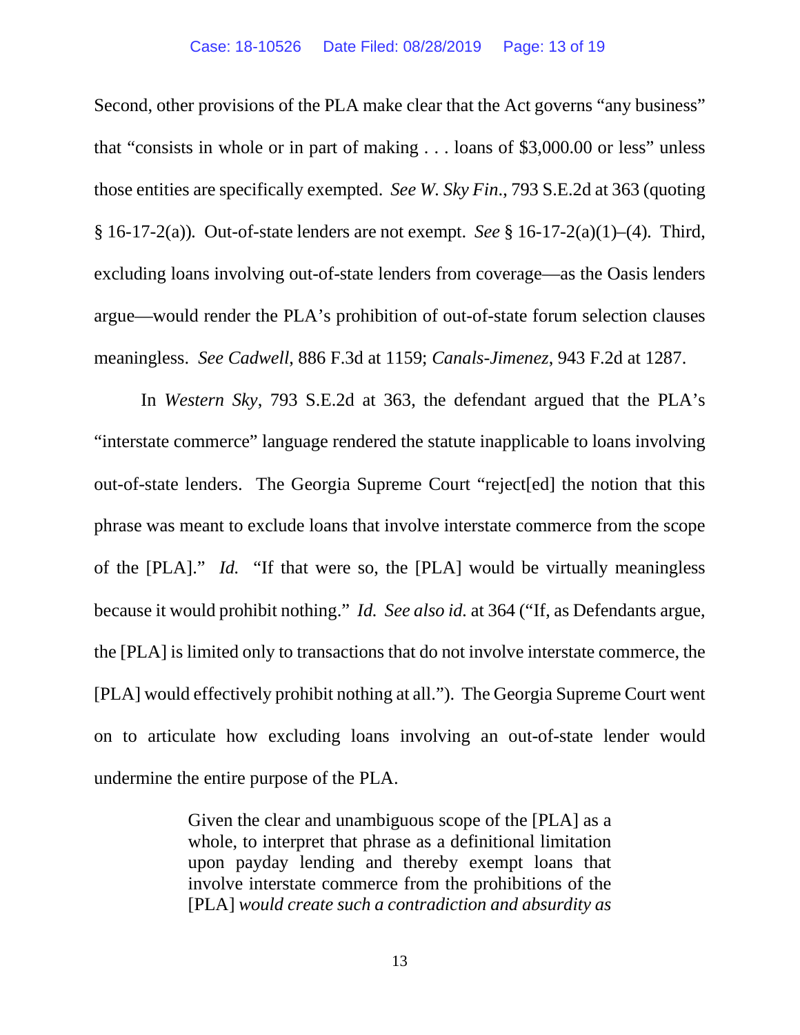Second, other provisions of the PLA make clear that the Act governs "any business" that "consists in whole or in part of making . . . loans of $3,000.00 or less" unless those entities are specifically exempted. *See W. Sky Fin.*, 793 S.E.2d at 363 (quoting § 16-17-2(a)). Out-of-state lenders are not exempt. *See* § 16-17-2(a)(1)–(4). Third, excluding loans involving out-of-state lenders from coverage—as the Oasis lenders argue—would render the PLA's prohibition of out-of-state forum selection clauses meaningless. *See Cadwell*, 886 F.3d at 1159; *Canals-Jimenez*, 943 F.2d at 1287.

In *Western Sky*, 793 S.E.2d at 363, the defendant argued that the PLA's "interstate commerce" language rendered the statute inapplicable to loans involving out-of-state lenders. The Georgia Supreme Court "reject[ed] the notion that this phrase was meant to exclude loans that involve interstate commerce from the scope of the [PLA]." *Id.* "If that were so, the [PLA] would be virtually meaningless because it would prohibit nothing." *Id. See also id.* at 364 ("If, as Defendants argue, the [PLA] is limited only to transactions that do not involve interstate commerce, the [PLA] would effectively prohibit nothing at all."). The Georgia Supreme Court went on to articulate how excluding loans involving an out-of-state lender would undermine the entire purpose of the PLA.

> Given the clear and unambiguous scope of the [PLA] as a whole, to interpret that phrase as a definitional limitation upon payday lending and thereby exempt loans that involve interstate commerce from the prohibitions of the [PLA] *would create such a contradiction and absurdity as*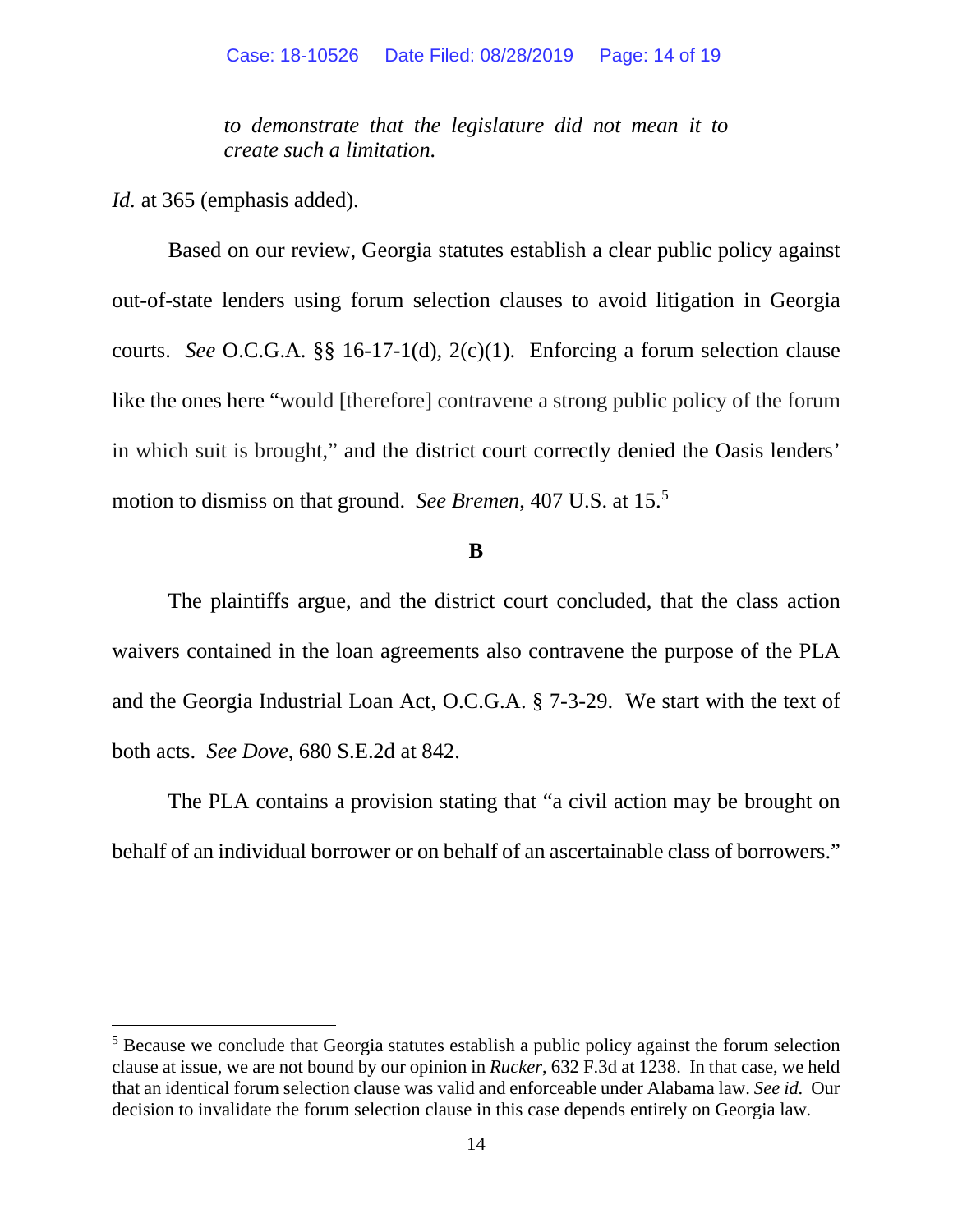> *to demonstrate that the legislature did not mean it to create such a limitation.*

*Id.* at 365 (emphasis added).

Based on our review, Georgia statutes establish a clear public policy against out-of-state lenders using forum selection clauses to avoid litigation in Georgia courts. *See* O.C.G.A. §§ 16-17-1(d), 2(c)(1). Enforcing a forum selection clause like the ones here "would [therefore] contravene a strong public policy of the forum in which suit is brought," and the district court correctly denied the Oasis lenders' motion to dismiss on that ground. *See Bremen*, 407 U.S. at 15.[5]

**B**

The plaintiffs argue, and the district court concluded, that the class action waivers contained in the loan agreements also contravene the purpose of the PLA and the Georgia Industrial Loan Act, O.C.G.A. § 7-3-29. We start with the text of both acts. *See Dove*, 680 S.E.2d at 842.

The PLA contains a provision stating that "a civil action may be brought on behalf of an individual borrower or on behalf of an ascertainable class of borrowers."

---

[5] Because we conclude that Georgia statutes establish a public policy against the forum selection clause at issue, we are not bound by our opinion in *Rucker*, 632 F.3d at 1238. In that case, we held that an identical forum selection clause was valid and enforceable under Alabama law. *See id.* Our decision to invalidate the forum selection clause in this case depends entirely on Georgia law.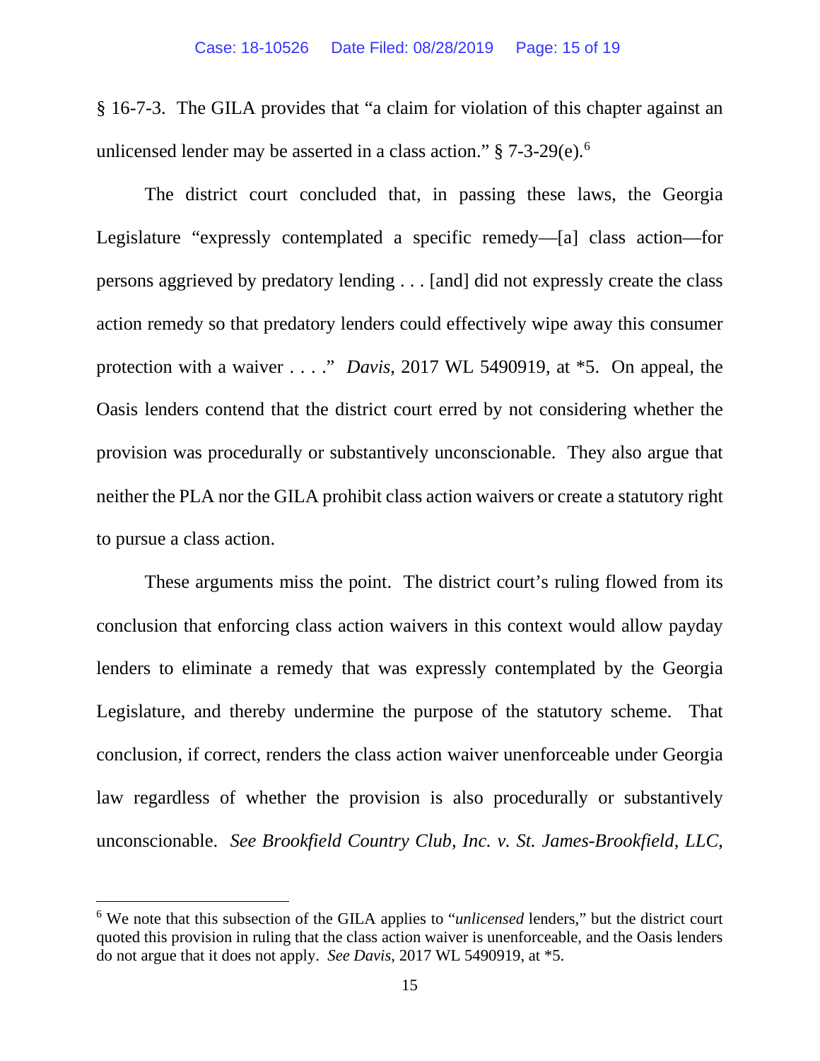§ 16-7-3. The GILA provides that "a claim for violation of this chapter against an unlicensed lender may be asserted in a class action." § 7-3-29(e).[6]

The district court concluded that, in passing these laws, the Georgia Legislature "expressly contemplated a specific remedy—[a] class action—for persons aggrieved by predatory lending . . . [and] did not expressly create the class action remedy so that predatory lenders could effectively wipe away this consumer protection with a waiver . . . ." *Davis*, 2017 WL 5490919, at *5. On appeal, the Oasis lenders contend that the district court erred by not considering whether the provision was procedurally or substantively unconscionable. They also argue that neither the PLA nor the GILA prohibit class action waivers or create a statutory right to pursue a class action.

These arguments miss the point. The district court's ruling flowed from its conclusion that enforcing class action waivers in this context would allow payday lenders to eliminate a remedy that was expressly contemplated by the Georgia Legislature, and thereby undermine the purpose of the statutory scheme. That conclusion, if correct, renders the class action waiver unenforceable under Georgia law regardless of whether the provision is also procedurally or substantively unconscionable. *See Brookfield Country Club, Inc. v. St. James-Brookfield, LLC*,

---

[6] We note that this subsection of the GILA applies to "*unlicensed* lenders," but the district court quoted this provision in ruling that the class action waiver is unenforceable, and the Oasis lenders do not argue that it does not apply. *See Davis*, 2017 WL 5490919, at *5.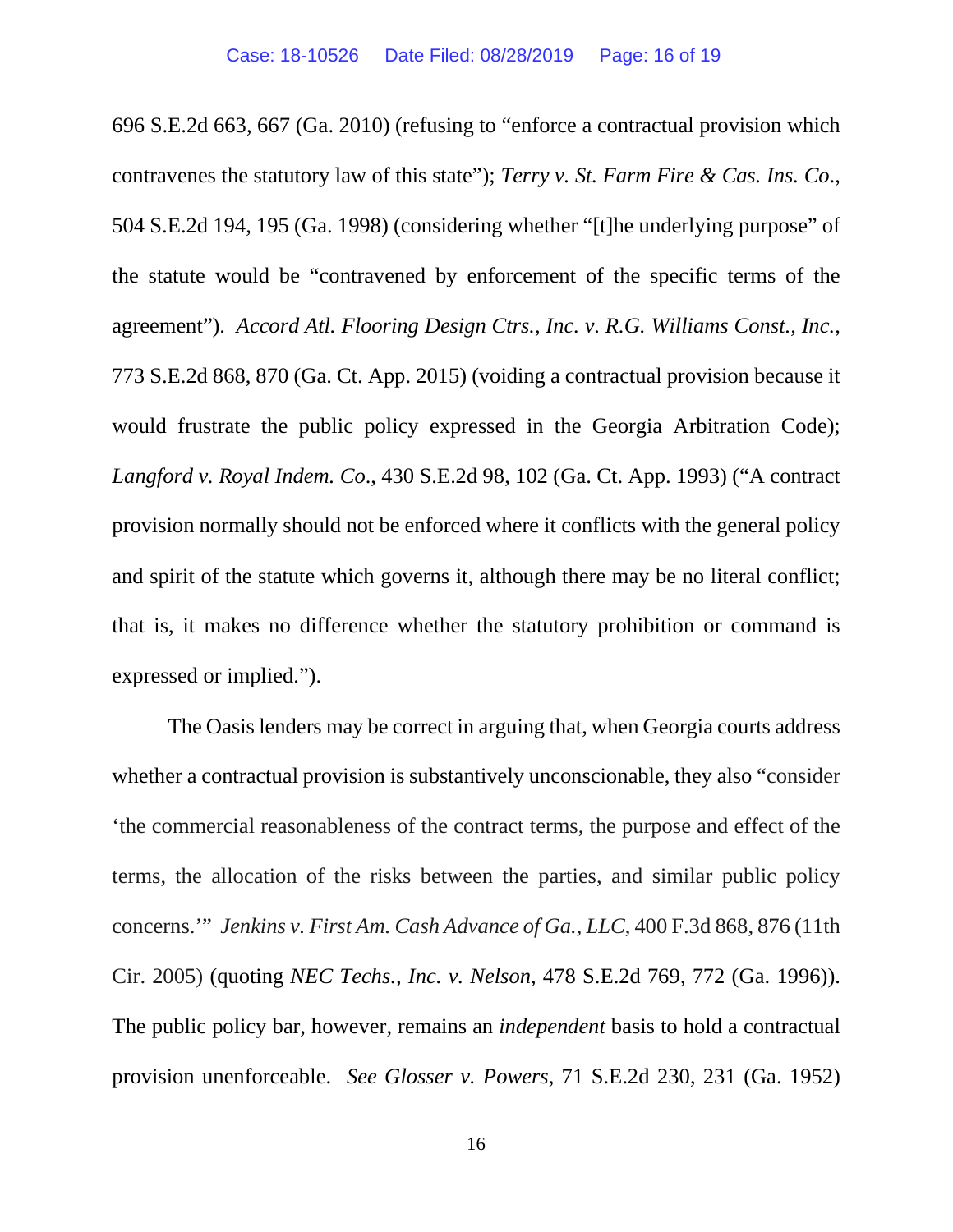696 S.E.2d 663, 667 (Ga. 2010) (refusing to "enforce a contractual provision which contravenes the statutory law of this state"); *Terry v. St. Farm Fire & Cas. Ins. Co.*, 504 S.E.2d 194, 195 (Ga. 1998) (considering whether "[t]he underlying purpose" of the statute would be "contravened by enforcement of the specific terms of the agreement"). *Accord Atl. Flooring Design Ctrs., Inc. v. R.G. Williams Const., Inc.*, 773 S.E.2d 868, 870 (Ga. Ct. App. 2015) (voiding a contractual provision because it would frustrate the public policy expressed in the Georgia Arbitration Code); *Langford v. Royal Indem. Co.*, 430 S.E.2d 98, 102 (Ga. Ct. App. 1993) ("A contract provision normally should not be enforced where it conflicts with the general policy and spirit of the statute which governs it, although there may be no literal conflict; that is, it makes no difference whether the statutory prohibition or command is expressed or implied.").

The Oasis lenders may be correct in arguing that, when Georgia courts address whether a contractual provision is substantively unconscionable, they also "consider 'the commercial reasonableness of the contract terms, the purpose and effect of the terms, the allocation of the risks between the parties, and similar public policy concerns.'" *Jenkins v. First Am. Cash Advance of Ga., LLC*, 400 F.3d 868, 876 (11th Cir. 2005) (quoting *NEC Techs., Inc. v. Nelson*, 478 S.E.2d 769, 772 (Ga. 1996)). The public policy bar, however, remains an *independent* basis to hold a contractual provision unenforceable. *See Glosser v. Powers*, 71 S.E.2d 230, 231 (Ga. 1952)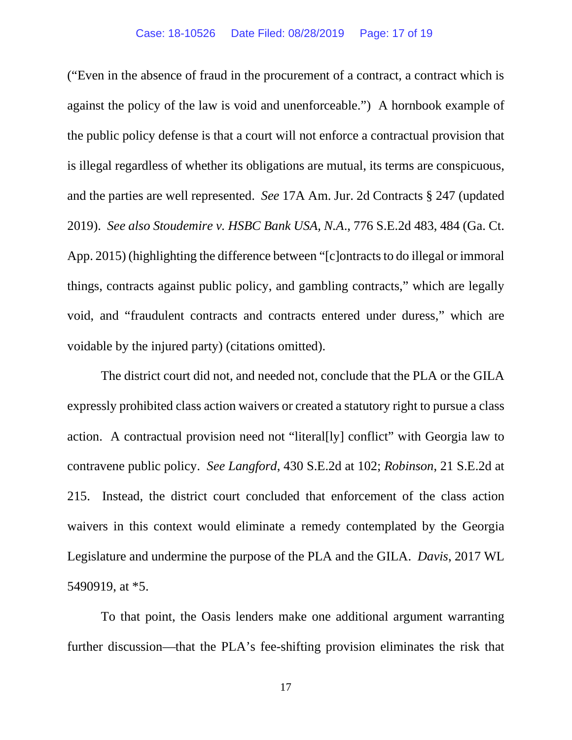("Even in the absence of fraud in the procurement of a contract, a contract which is against the policy of the law is void and unenforceable.") A hornbook example of the public policy defense is that a court will not enforce a contractual provision that is illegal regardless of whether its obligations are mutual, its terms are conspicuous, and the parties are well represented. *See* 17A Am. Jur. 2d Contracts § 247 (updated 2019). *See also Stoudemire v. HSBC Bank USA, N.A.*, 776 S.E.2d 483, 484 (Ga. Ct. App. 2015) (highlighting the difference between "[c]ontracts to do illegal or immoral things, contracts against public policy, and gambling contracts," which are legally void, and "fraudulent contracts and contracts entered under duress," which are voidable by the injured party) (citations omitted).

The district court did not, and needed not, conclude that the PLA or the GILA expressly prohibited class action waivers or created a statutory right to pursue a class action. A contractual provision need not "literal[ly] conflict" with Georgia law to contravene public policy. *See Langford*, 430 S.E.2d at 102; *Robinson*, 21 S.E.2d at 215. Instead, the district court concluded that enforcement of the class action waivers in this context would eliminate a remedy contemplated by the Georgia Legislature and undermine the purpose of the PLA and the GILA. *Davis*, 2017 WL 5490919, at *5.

To that point, the Oasis lenders make one additional argument warranting further discussion—that the PLA's fee-shifting provision eliminates the risk that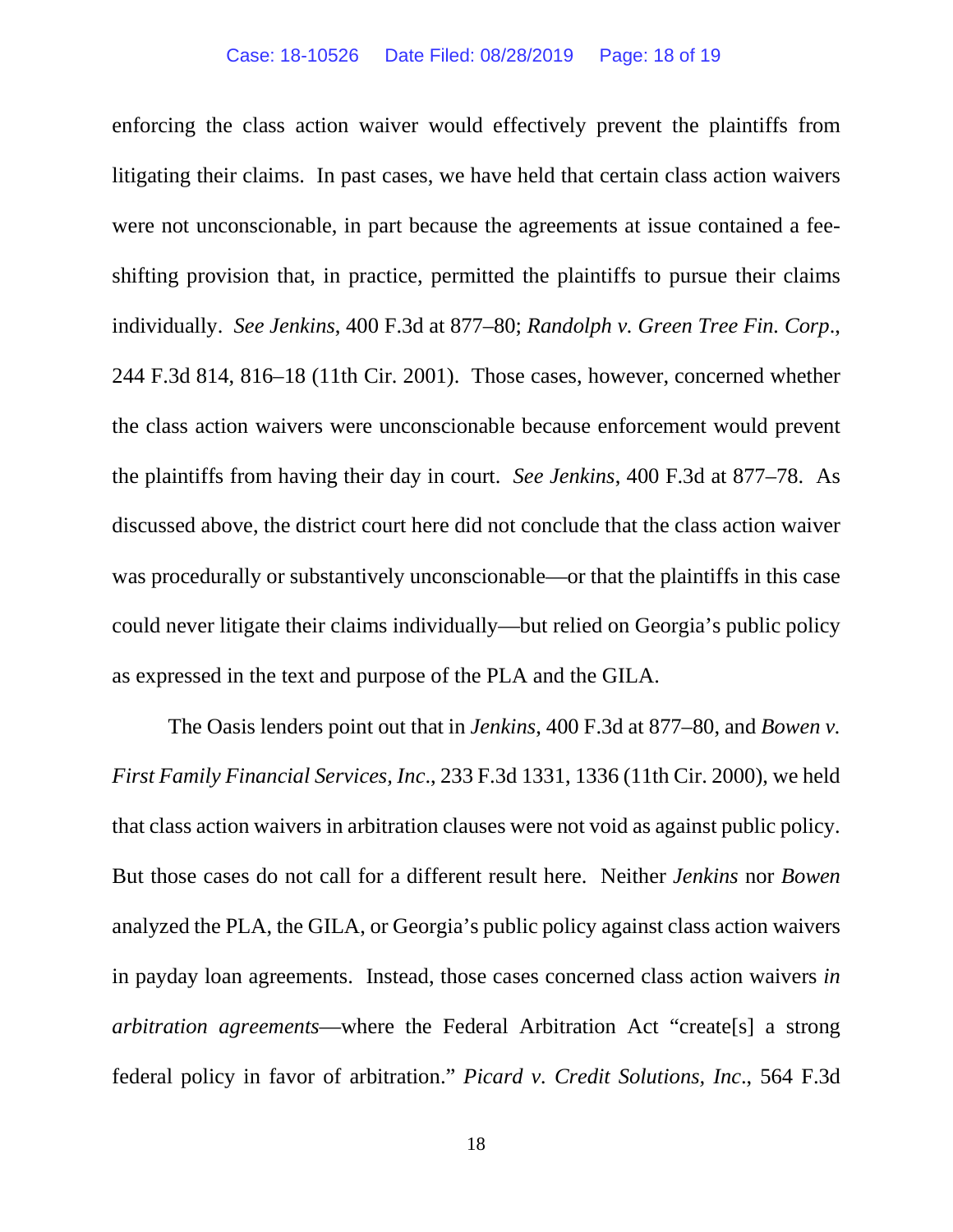enforcing the class action waiver would effectively prevent the plaintiffs from litigating their claims. In past cases, we have held that certain class action waivers were not unconscionable, in part because the agreements at issue contained a fee-shifting provision that, in practice, permitted the plaintiffs to pursue their claims individually. *See Jenkins*, 400 F.3d at 877–80; *Randolph v. Green Tree Fin. Corp.*, 244 F.3d 814, 816–18 (11th Cir. 2001). Those cases, however, concerned whether the class action waivers were unconscionable because enforcement would prevent the plaintiffs from having their day in court. *See Jenkins*, 400 F.3d at 877–78. As discussed above, the district court here did not conclude that the class action waiver was procedurally or substantively unconscionable—or that the plaintiffs in this case could never litigate their claims individually—but relied on Georgia's public policy as expressed in the text and purpose of the PLA and the GILA.

The Oasis lenders point out that in *Jenkins*, 400 F.3d at 877–80, and *Bowen v. First Family Financial Services, Inc.*, 233 F.3d 1331, 1336 (11th Cir. 2000), we held that class action waivers in arbitration clauses were not void as against public policy. But those cases do not call for a different result here. Neither *Jenkins* nor *Bowen* analyzed the PLA, the GILA, or Georgia's public policy against class action waivers in payday loan agreements. Instead, those cases concerned class action waivers *in arbitration agreements*—where the Federal Arbitration Act "create[s] a strong federal policy in favor of arbitration." *Picard v. Credit Solutions, Inc.*, 564 F.3d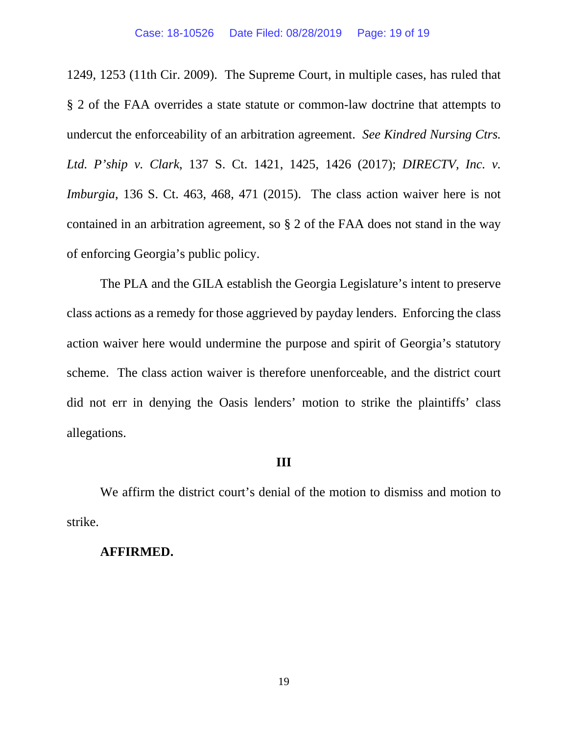1249, 1253 (11th Cir. 2009). The Supreme Court, in multiple cases, has ruled that § 2 of the FAA overrides a state statute or common-law doctrine that attempts to undercut the enforceability of an arbitration agreement. *See Kindred Nursing Ctrs. Ltd. P'ship v. Clark*, 137 S. Ct. 1421, 1425, 1426 (2017); *DIRECTV, Inc. v. Imburgia*, 136 S. Ct. 463, 468, 471 (2015). The class action waiver here is not contained in an arbitration agreement, so § 2 of the FAA does not stand in the way of enforcing Georgia's public policy.

The PLA and the GILA establish the Georgia Legislature's intent to preserve class actions as a remedy for those aggrieved by payday lenders. Enforcing the class action waiver here would undermine the purpose and spirit of Georgia's statutory scheme. The class action waiver is therefore unenforceable, and the district court did not err in denying the Oasis lenders' motion to strike the plaintiffs' class allegations.

## III

We affirm the district court's denial of the motion to dismiss and motion to strike.

**AFFIRMED.**